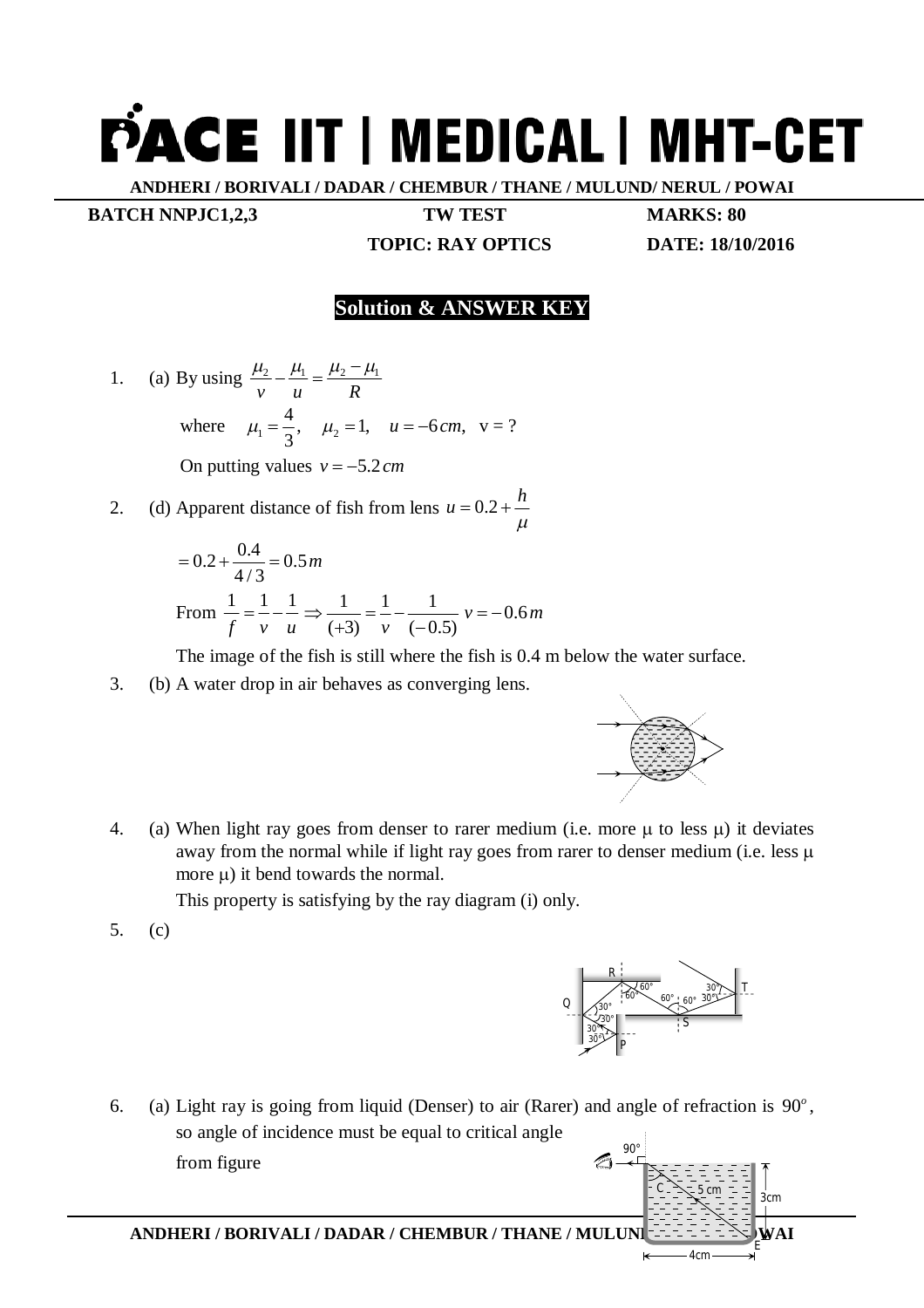# PACE IIT | MEDICAL | MHT-CET

**ANDHERI / BORIVALI / DADAR / CHEMBUR / THANE / MULUND/ NERUL / POWAI**

**BATCH NNPJC1,2,3** **TW TEST** **MARKS: 80**

**TOPIC: RAY OPTICS** **DATE: 18/10/2016**

## Solution & ANSWER KEY

1. (a) By using $\frac{\mu_2}{v} - \frac{\mu_1}{u} = \frac{\mu_2 - \mu_1}{R}$

   where $\mu_1 = \frac{4}{3}, \quad \mu_2 = 1, \quad u = -6\,cm, \quad v = ?$

   On putting values $v = -5.2\,cm$

2. (d) Apparent distance of fish from lens $u = 0.2 + \frac{h}{\mu}$

   $= 0.2 + \frac{0.4}{4/3} = 0.5\,m$

   From $\frac{1}{f} = \frac{1}{v} - \frac{1}{u} \Rightarrow \frac{1}{(+3)} = \frac{1}{v} - \frac{1}{(-0.5)}$ $v = -0.6\,m$

   The image of the fish is still where the fish is 0.4 m below the water surface.

3. (b) A water drop in air behaves as converging lens.

4. (a) When light ray goes from denser to rarer medium (i.e. more $\mu$ to less $\mu$) it deviates away from the normal while if light ray goes from rarer to denser medium (i.e. less $\mu$ more $\mu$) it bend towards the normal.

   This property is satisfying by the ray diagram (i) only.

5. (c)

6. (a) Light ray is going from liquid (Denser) to air (Rarer) and angle of refraction is $90^o$, so angle of incidence must be equal to critical angle

   from figure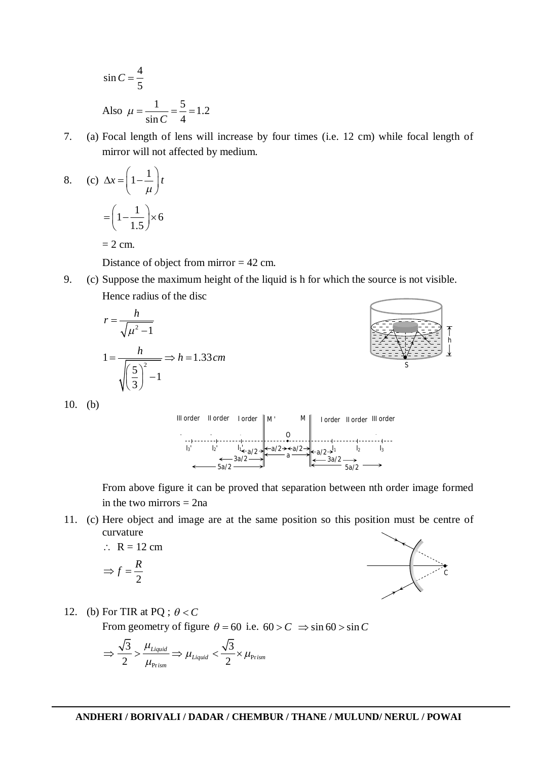$$\sin C = \frac{4}{5}$$

Also $\mu = \frac{1}{\sin C} = \frac{5}{4} = 1.2$

7. (a) Focal length of lens will increase by four times (i.e. 12 cm) while focal length of mirror will not affected by medium.

8. (c) $\Delta x = \left(1 - \frac{1}{\mu}\right) t$

$$= \left(1 - \frac{1}{1.5}\right) \times 6$$

= 2 cm.

Distance of object from mirror = 42 cm.

9. (c) Suppose the maximum height of the liquid is h for which the source is not visible.

Hence radius of the disc

$$r = \frac{h}{\sqrt{\mu^2 - 1}}$$

$$1 = \frac{h}{\sqrt{\left(\frac{5}{3}\right)^2 - 1}} \Rightarrow h = 1.33 cm$$

10. (b)

From above figure it can be proved that separation between nth order image formed in the two mirrors = 2na

11. (c) Here object and image are at the same position so this position must be centre of curvature

$\therefore$ R = 12 cm

$$\Rightarrow f = \frac{R}{2}$$

12. (b) For TIR at PQ ; $\theta < C$

From geometry of figure $\theta = 60$ i.e. $60 > C \Rightarrow \sin 60 > \sin C$

$$\Rightarrow \frac{\sqrt{3}}{2} > \frac{\mu_{Liquid}}{\mu_{Prism}} \Rightarrow \mu_{Liquid} < \frac{\sqrt{3}}{2} \times \mu_{Prism}$$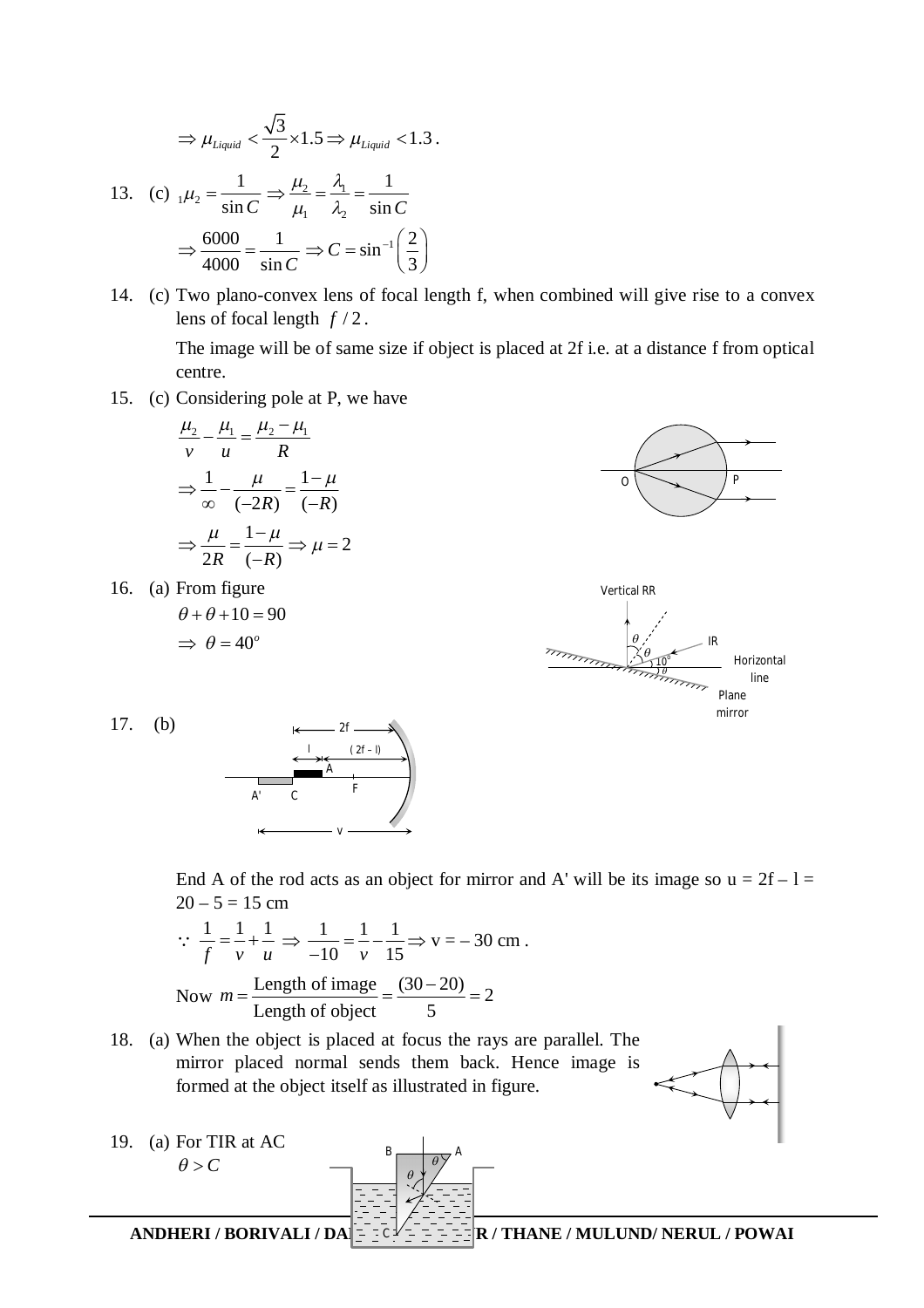$$\Rightarrow \mu_{Liquid} < \frac{\sqrt{3}}{2} \times 1.5 \Rightarrow \mu_{Liquid} < 1.3.$$

13. (c) $_1\mu_2 = \frac{1}{\sin C} \Rightarrow \frac{\mu_2}{\mu_1} = \frac{\lambda_1}{\lambda_2} = \frac{1}{\sin C}$

$$\Rightarrow \frac{6000}{4000} = \frac{1}{\sin C} \Rightarrow C = \sin^{-1}\left(\frac{2}{3}\right)$$

14. (c) Two plano-convex lens of focal length f, when combined will give rise to a convex lens of focal length $f/2$.

The image will be of same size if object is placed at 2f i.e. at a distance f from optical centre.

15. (c) Considering pole at P, we have

$$\frac{\mu_2}{v} - \frac{\mu_1}{u} = \frac{\mu_2 - \mu_1}{R}$$

$$\Rightarrow \frac{1}{\infty} - \frac{\mu}{(-2R)} = \frac{1-\mu}{(-R)}$$

$$\Rightarrow \frac{\mu}{2R} = \frac{1-\mu}{(-R)} \Rightarrow \mu = 2$$

16. (a) From figure

$$\theta + \theta + 10 = 90$$

$$\Rightarrow \theta = 40^o$$

17. (b)

End A of the rod acts as an object for mirror and A' will be its image so u = 2f – l = 20 – 5 = 15 cm

$$\because \frac{1}{f} = \frac{1}{v} + \frac{1}{u} \Rightarrow \frac{1}{-10} = \frac{1}{v} - \frac{1}{15} \Rightarrow v = -30 \text{ cm}.$$

$$\text{Now } m = \frac{\text{Length of image}}{\text{Length of object}} = \frac{(30-20)}{5} = 2$$

18. (a) When the object is placed at focus the rays are parallel. The mirror placed normal sends them back. Hence image is formed at the object itself as illustrated in figure.

19. (a) For TIR at AC

$$\theta > C$$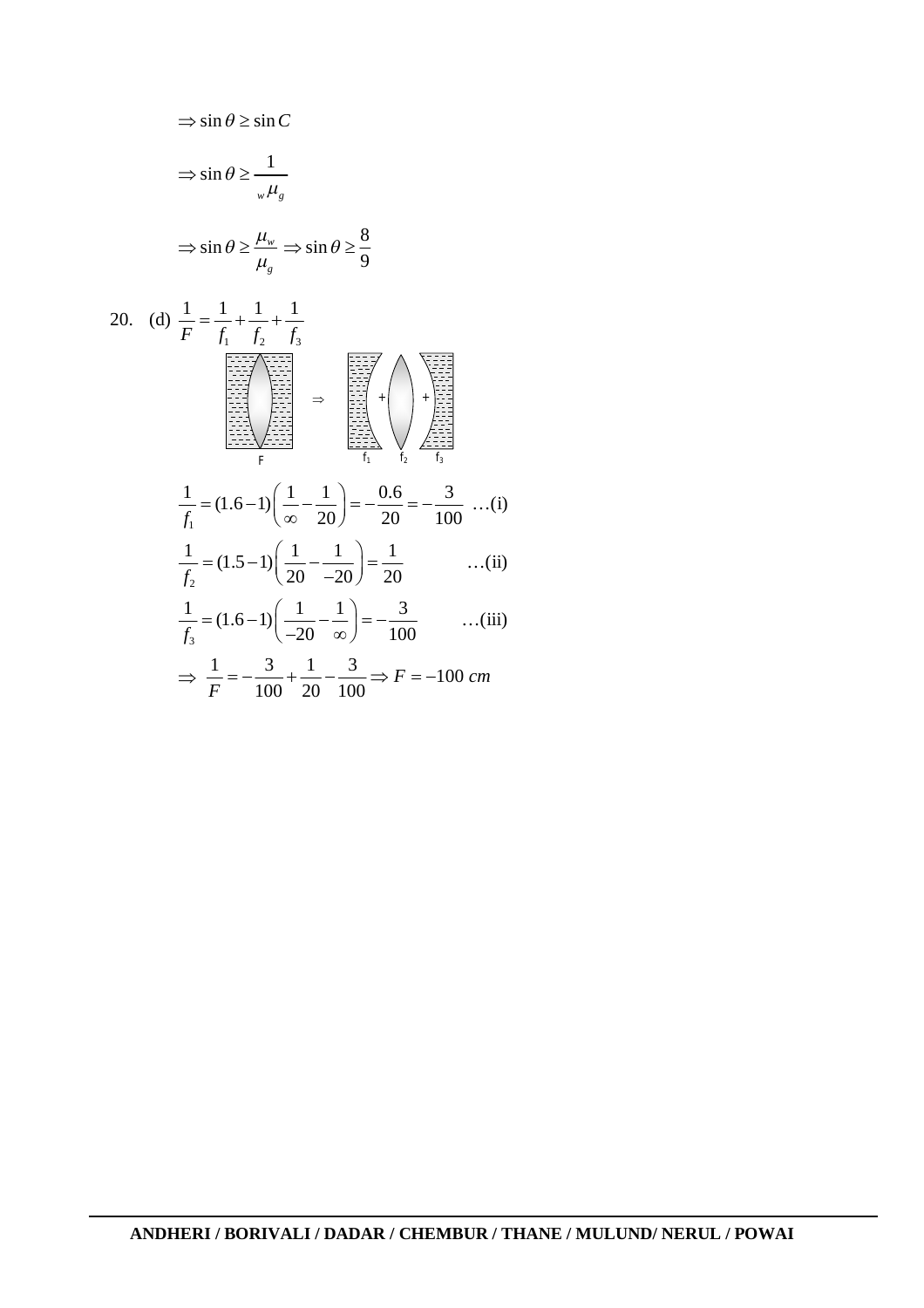$$\Rightarrow \sin\theta \geq \sin C$$

$$\Rightarrow \sin\theta \geq \frac{1}{{}_w\mu_g}$$

$$\Rightarrow \sin\theta \geq \frac{\mu_w}{\mu_g} \Rightarrow \sin\theta \geq \frac{8}{9}$$

20. (d) $\frac{1}{F} = \frac{1}{f_1} + \frac{1}{f_2} + \frac{1}{f_3}$

F $\Rightarrow$ $f_1$ + $f_2$ + $f_3$

$$\frac{1}{f_1} = (1.6-1)\left(\frac{1}{\infty} - \frac{1}{20}\right) = -\frac{0.6}{20} = -\frac{3}{100} \quad \ldots\text{(i)}$$

$$\frac{1}{f_2} = (1.5-1)\left(\frac{1}{20} - \frac{1}{-20}\right) = \frac{1}{20} \quad \ldots\text{(ii)}$$

$$\frac{1}{f_3} = (1.6-1)\left(\frac{1}{-20} - \frac{1}{\infty}\right) = -\frac{3}{100} \quad \ldots\text{(iii)}$$

$$\Rightarrow \frac{1}{F} = -\frac{3}{100} + \frac{1}{20} - \frac{3}{100} \Rightarrow F = -100\ cm$$